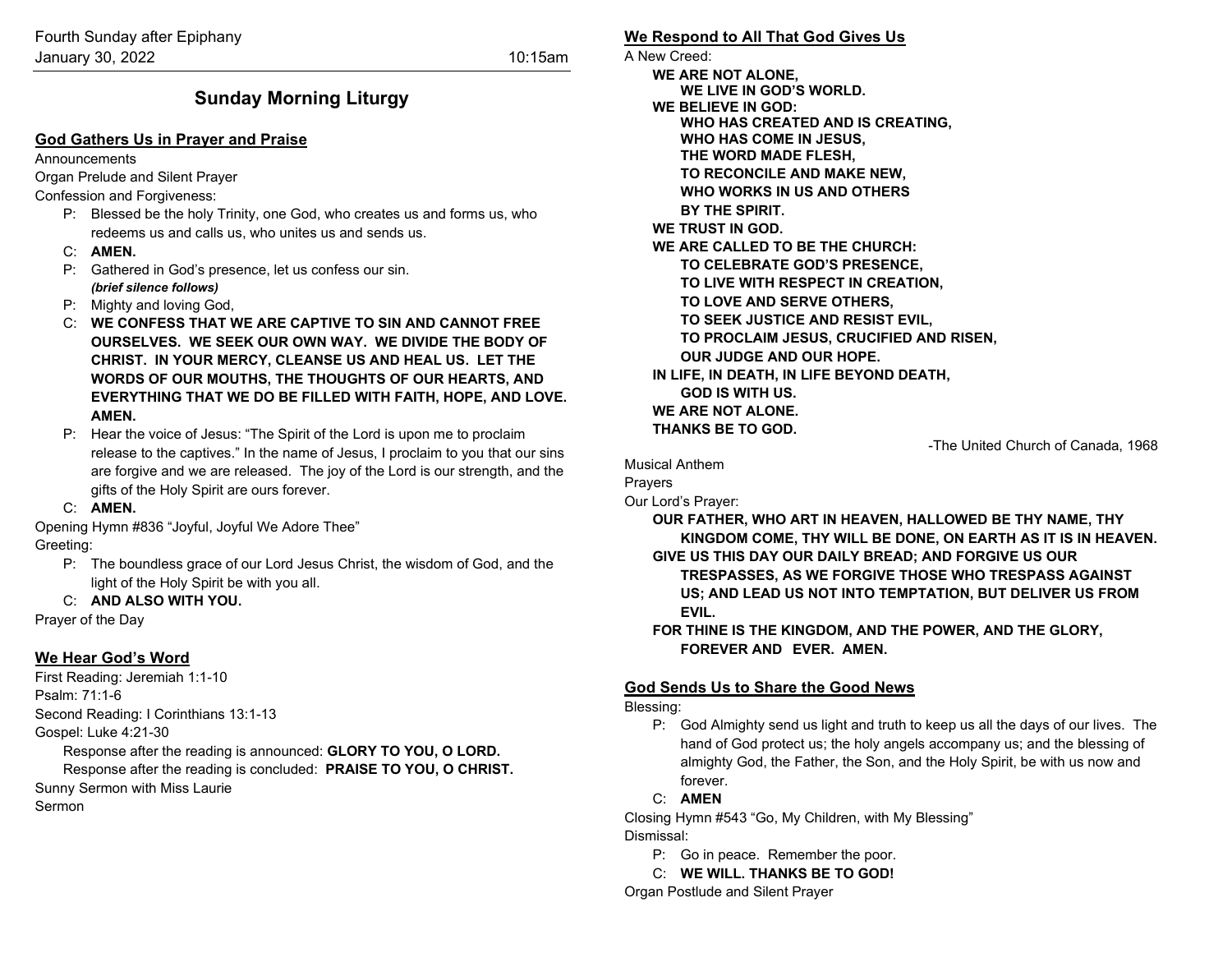Fourth Sunday after Epiphany
January 30, 2022 10:15am

# Sunday Morning Liturgy

## God Gathers Us in Prayer and Praise

Announcements

Organ Prelude and Silent Prayer

Confession and Forgiveness:

P: Blessed be the holy Trinity, one God, who creates us and forms us, who redeems us and calls us, who unites us and sends us.

C: **AMEN.**

P: Gathered in God's presence, let us confess our sin.
***(brief silence follows)***

P: Mighty and loving God,

C: **WE CONFESS THAT WE ARE CAPTIVE TO SIN AND CANNOT FREE OURSELVES. WE SEEK OUR OWN WAY. WE DIVIDE THE BODY OF CHRIST. IN YOUR MERCY, CLEANSE US AND HEAL US. LET THE WORDS OF OUR MOUTHS, THE THOUGHTS OF OUR HEARTS, AND EVERYTHING THAT WE DO BE FILLED WITH FAITH, HOPE, AND LOVE. AMEN.**

P: Hear the voice of Jesus: "The Spirit of the Lord is upon me to proclaim release to the captives." In the name of Jesus, I proclaim to you that our sins are forgive and we are released. The joy of the Lord is our strength, and the gifts of the Holy Spirit are ours forever.

C: **AMEN.**

Opening Hymn #836 "Joyful, Joyful We Adore Thee"

Greeting:

P: The boundless grace of our Lord Jesus Christ, the wisdom of God, and the light of the Holy Spirit be with you all.

C: **AND ALSO WITH YOU.**

Prayer of the Day

## We Hear God's Word

First Reading: Jeremiah 1:1-10

Psalm: 71:1-6

Second Reading: I Corinthians 13:1-13

Gospel: Luke 4:21-30

Response after the reading is announced: **GLORY TO YOU, O LORD.**

Response after the reading is concluded: **PRAISE TO YOU, O CHRIST.**

Sunny Sermon with Miss Laurie

Sermon

## We Respond to All That God Gives Us

A New Creed:

**WE ARE NOT ALONE,**
**WE LIVE IN GOD'S WORLD.**
**WE BELIEVE IN GOD:**
**WHO HAS CREATED AND IS CREATING,**
**WHO HAS COME IN JESUS,**
**THE WORD MADE FLESH,**
**TO RECONCILE AND MAKE NEW,**
**WHO WORKS IN US AND OTHERS**
**BY THE SPIRIT.**
**WE TRUST IN GOD.**
**WE ARE CALLED TO BE THE CHURCH:**
**TO CELEBRATE GOD'S PRESENCE,**
**TO LIVE WITH RESPECT IN CREATION,**
**TO LOVE AND SERVE OTHERS,**
**TO SEEK JUSTICE AND RESIST EVIL,**
**TO PROCLAIM JESUS, CRUCIFIED AND RISEN,**
**OUR JUDGE AND OUR HOPE.**
**IN LIFE, IN DEATH, IN LIFE BEYOND DEATH,**
**GOD IS WITH US.**
**WE ARE NOT ALONE.**
**THANKS BE TO GOD.**

-The United Church of Canada, 1968

Musical Anthem

Prayers

Our Lord's Prayer:

**OUR FATHER, WHO ART IN HEAVEN, HALLOWED BE THY NAME, THY KINGDOM COME, THY WILL BE DONE, ON EARTH AS IT IS IN HEAVEN.**
**GIVE US THIS DAY OUR DAILY BREAD; AND FORGIVE US OUR TRESPASSES, AS WE FORGIVE THOSE WHO TRESPASS AGAINST US; AND LEAD US NOT INTO TEMPTATION, BUT DELIVER US FROM EVIL.**
**FOR THINE IS THE KINGDOM, AND THE POWER, AND THE GLORY, FOREVER AND EVER. AMEN.**

## God Sends Us to Share the Good News

Blessing:

P: God Almighty send us light and truth to keep us all the days of our lives. The hand of God protect us; the holy angels accompany us; and the blessing of almighty God, the Father, the Son, and the Holy Spirit, be with us now and forever.

C: **AMEN**

Closing Hymn #543 "Go, My Children, with My Blessing"

Dismissal:

P: Go in peace. Remember the poor.

C: **WE WILL. THANKS BE TO GOD!**

Organ Postlude and Silent Prayer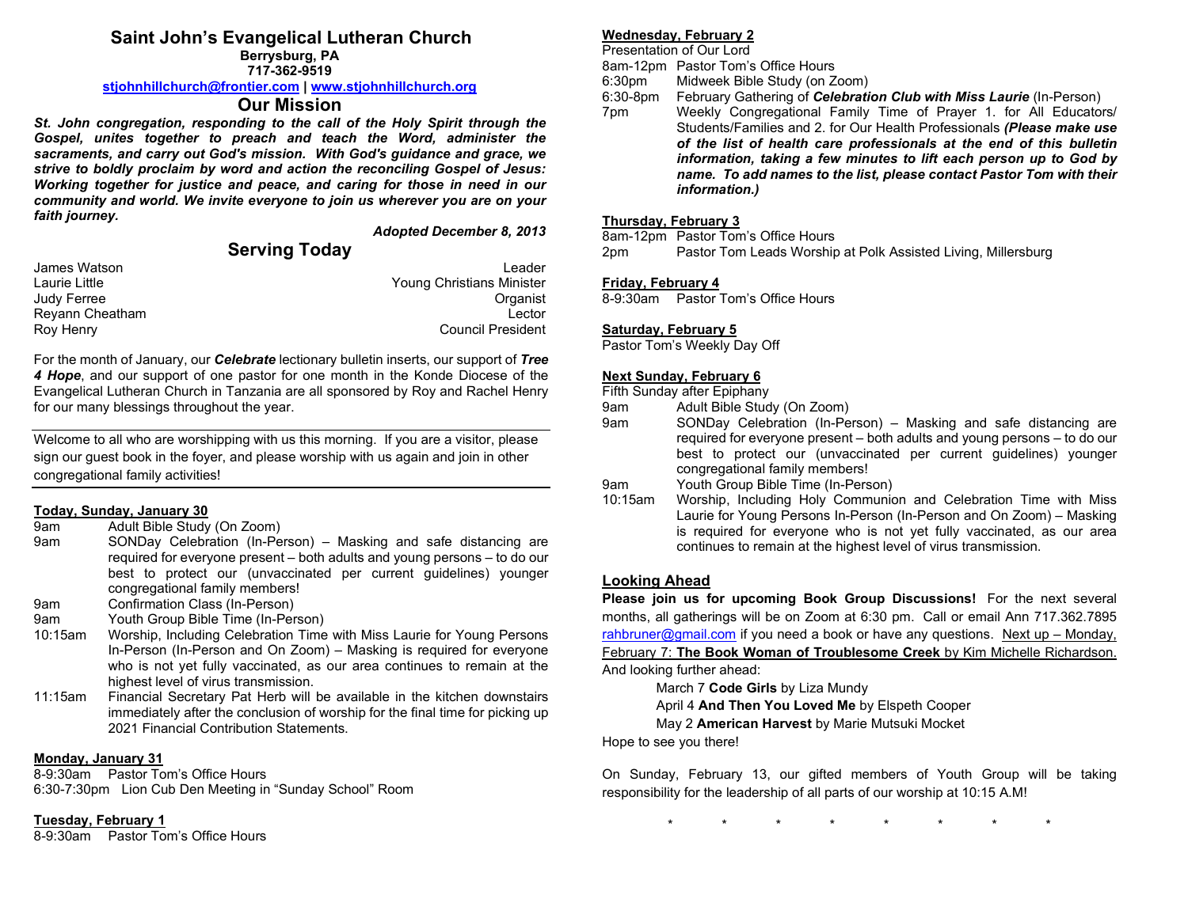# Saint John's Evangelical Lutheran Church

**Berrysburg, PA**
**717-362-9519**
**stjohnhillchurch@frontier.com | www.stjohnhillchurch.org**

## Our Mission

***St. John congregation, responding to the call of the Holy Spirit through the Gospel, unites together to preach and teach the Word, administer the sacraments, and carry out God's mission. With God's guidance and grace, we strive to boldly proclaim by word and action the reconciling Gospel of Jesus: Working together for justice and peace, and caring for those in need in our community and world. We invite everyone to join us wherever you are on your faith journey.***

***Adopted December 8, 2013***

## Serving Today

| | |
|---|---|
| James Watson | Leader |
| Laurie Little | Young Christians Minister |
| Judy Ferree | Organist |
| Reyann Cheatham | Lector |
| Roy Henry | Council President |

For the month of January, our ***Celebrate*** lectionary bulletin inserts, our support of ***Tree 4 Hope***, and our support of one pastor for one month in the Konde Diocese of the Evangelical Lutheran Church in Tanzania are all sponsored by Roy and Rachel Henry for our many blessings throughout the year.

Welcome to all who are worshipping with us this morning. If you are a visitor, please sign our guest book in the foyer, and please worship with us again and join in other congregational family activities!

**Today, Sunday, January 30**

9am Adult Bible Study (On Zoom)
9am SONDay Celebration (In-Person) – Masking and safe distancing are required for everyone present – both adults and young persons – to do our best to protect our (unvaccinated per current guidelines) younger congregational family members!
9am Confirmation Class (In-Person)
9am Youth Group Bible Time (In-Person)
10:15am Worship, Including Celebration Time with Miss Laurie for Young Persons In-Person (In-Person and On Zoom) – Masking is required for everyone who is not yet fully vaccinated, as our area continues to remain at the highest level of virus transmission.
11:15am Financial Secretary Pat Herb will be available in the kitchen downstairs immediately after the conclusion of worship for the final time for picking up 2021 Financial Contribution Statements.

**Monday, January 31**

8-9:30am Pastor Tom's Office Hours
6:30-7:30pm Lion Cub Den Meeting in "Sunday School" Room

**Tuesday, February 1**

8-9:30am Pastor Tom's Office Hours

**Wednesday, February 2**

Presentation of Our Lord
8am-12pm Pastor Tom's Office Hours
6:30pm Midweek Bible Study (on Zoom)
6:30-8pm February Gathering of ***Celebration Club with Miss Laurie*** (In-Person)
7pm Weekly Congregational Family Time of Prayer 1. for All Educators/ Students/Families and 2. for Our Health Professionals ***(Please make use of the list of health care professionals at the end of this bulletin information, taking a few minutes to lift each person up to God by name. To add names to the list, please contact Pastor Tom with their information.)***

**Thursday, February 3**

8am-12pm Pastor Tom's Office Hours
2pm Pastor Tom Leads Worship at Polk Assisted Living, Millersburg

**Friday, February 4**

8-9:30am Pastor Tom's Office Hours

**Saturday, February 5**

Pastor Tom's Weekly Day Off

**Next Sunday, February 6**

Fifth Sunday after Epiphany
9am Adult Bible Study (On Zoom)
9am SONDay Celebration (In-Person) – Masking and safe distancing are required for everyone present – both adults and young persons – to do our best to protect our (unvaccinated per current guidelines) younger congregational family members!
9am Youth Group Bible Time (In-Person)
10:15am Worship, Including Holy Communion and Celebration Time with Miss Laurie for Young Persons In-Person (In-Person and On Zoom) – Masking is required for everyone who is not yet fully vaccinated, as our area continues to remain at the highest level of virus transmission.

## Looking Ahead

**Please join us for upcoming Book Group Discussions!** For the next several months, all gatherings will be on Zoom at 6:30 pm. Call or email Ann 717.362.7895 rahbruner@gmail.com if you need a book or have any questions. Next up – Monday, February 7: **The Book Woman of Troublesome Creek** by Kim Michelle Richardson.
And looking further ahead:

March 7 **Code Girls** by Liza Mundy
April 4 **And Then You Loved Me** by Elspeth Cooper
May 2 **American Harvest** by Marie Mutsuki Mocket

Hope to see you there!

On Sunday, February 13, our gifted members of Youth Group will be taking responsibility for the leadership of all parts of our worship at 10:15 A.M!

\* \* \* \* \* \* \* \*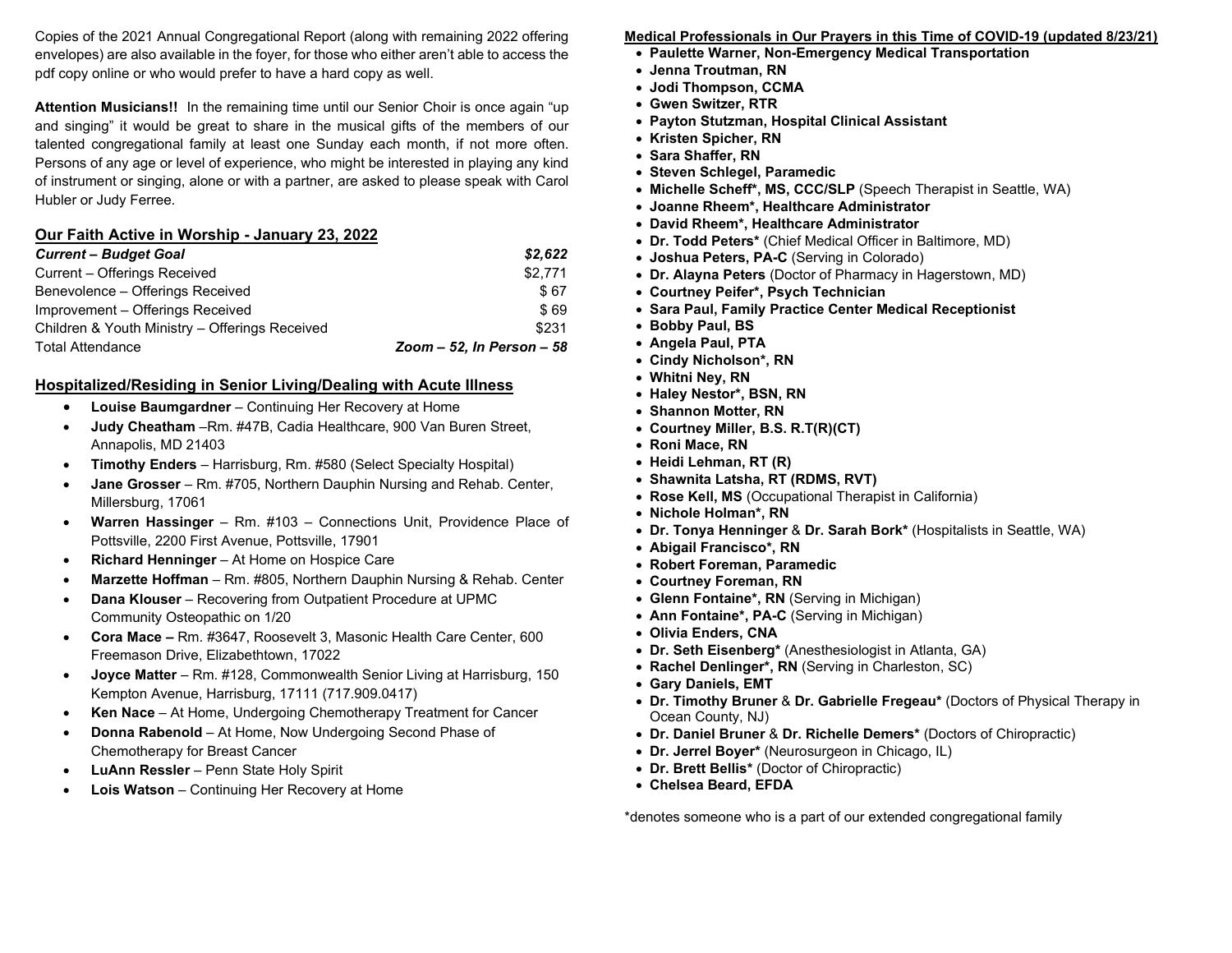Copies of the 2021 Annual Congregational Report (along with remaining 2022 offering envelopes) are also available in the foyer, for those who either aren't able to access the pdf copy online or who would prefer to have a hard copy as well.

**Attention Musicians!!** In the remaining time until our Senior Choir is once again "up and singing" it would be great to share in the musical gifts of the members of our talented congregational family at least one Sunday each month, if not more often. Persons of any age or level of experience, who might be interested in playing any kind of instrument or singing, alone or with a partner, are asked to please speak with Carol Hubler or Judy Ferree.

## Our Faith Active in Worship - January 23, 2022

| | |
|---|---|
| ***Current – Budget Goal*** | ***$2,622*** |
| Current – Offerings Received | $2,771 |
| Benevolence – Offerings Received | $ 67 |
| Improvement – Offerings Received | $ 69 |
| Children & Youth Ministry – Offerings Received | $231 |
| Total Attendance | *Zoom – 52, In Person – 58* |

## Hospitalized/Residing in Senior Living/Dealing with Acute Illness

- **Louise Baumgardner** – Continuing Her Recovery at Home
- **Judy Cheatham** –Rm. #47B, Cadia Healthcare, 900 Van Buren Street, Annapolis, MD 21403
- **Timothy Enders** – Harrisburg, Rm. #580 (Select Specialty Hospital)
- **Jane Grosser** – Rm. #705, Northern Dauphin Nursing and Rehab. Center, Millersburg, 17061
- **Warren Hassinger** – Rm. #103 – Connections Unit, Providence Place of Pottsville, 2200 First Avenue, Pottsville, 17901
- **Richard Henninger** – At Home on Hospice Care
- **Marzette Hoffman** – Rm. #805, Northern Dauphin Nursing & Rehab. Center
- **Dana Klouser** – Recovering from Outpatient Procedure at UPMC Community Osteopathic on 1/20
- **Cora Mace –** Rm. #3647, Roosevelt 3, Masonic Health Care Center, 600 Freemason Drive, Elizabethtown, 17022
- **Joyce Matter** – Rm. #128, Commonwealth Senior Living at Harrisburg, 150 Kempton Avenue, Harrisburg, 17111 (717.909.0417)
- **Ken Nace** – At Home, Undergoing Chemotherapy Treatment for Cancer
- **Donna Rabenold** – At Home, Now Undergoing Second Phase of Chemotherapy for Breast Cancer
- **LuAnn Ressler** – Penn State Holy Spirit
- **Lois Watson** – Continuing Her Recovery at Home

## Medical Professionals in Our Prayers in this Time of COVID-19 (updated 8/23/21)

- **Paulette Warner, Non-Emergency Medical Transportation**
- **Jenna Troutman, RN**
- **Jodi Thompson, CCMA**
- **Gwen Switzer, RTR**
- **Payton Stutzman, Hospital Clinical Assistant**
- **Kristen Spicher, RN**
- **Sara Shaffer, RN**
- **Steven Schlegel, Paramedic**
- **Michelle Scheff*, MS, CCC/SLP** (Speech Therapist in Seattle, WA)
- **Joanne Rheem*, Healthcare Administrator**
- **David Rheem*, Healthcare Administrator**
- **Dr. Todd Peters*** (Chief Medical Officer in Baltimore, MD)
- **Joshua Peters, PA-C** (Serving in Colorado)
- **Dr. Alayna Peters** (Doctor of Pharmacy in Hagerstown, MD)
- **Courtney Peifer*, Psych Technician**
- **Sara Paul, Family Practice Center Medical Receptionist**
- **Bobby Paul, BS**
- **Angela Paul, PTA**
- **Cindy Nicholson*, RN**
- **Whitni Ney, RN**
- **Haley Nestor*, BSN, RN**
- **Shannon Motter, RN**
- **Courtney Miller, B.S. R.T(R)(CT)**
- **Roni Mace, RN**
- **Heidi Lehman, RT (R)**
- **Shawnita Latsha, RT (RDMS, RVT)**
- **Rose Kell, MS** (Occupational Therapist in California)
- **Nichole Holman*, RN**
- **Dr. Tonya Henninger** & **Dr. Sarah Bork*** (Hospitalists in Seattle, WA)
- **Abigail Francisco*, RN**
- **Robert Foreman, Paramedic**
- **Courtney Foreman, RN**
- **Glenn Fontaine*, RN** (Serving in Michigan)
- **Ann Fontaine*, PA-C** (Serving in Michigan)
- **Olivia Enders, CNA**
- **Dr. Seth Eisenberg*** (Anesthesiologist in Atlanta, GA)
- **Rachel Denlinger*, RN** (Serving in Charleston, SC)
- **Gary Daniels, EMT**
- **Dr. Timothy Bruner** & **Dr. Gabrielle Fregeau*** (Doctors of Physical Therapy in Ocean County, NJ)
- **Dr. Daniel Bruner** & **Dr. Richelle Demers*** (Doctors of Chiropractic)
- **Dr. Jerrel Boyer*** (Neurosurgeon in Chicago, IL)
- **Dr. Brett Bellis*** (Doctor of Chiropractic)
- **Chelsea Beard, EFDA**

*denotes someone who is a part of our extended congregational family